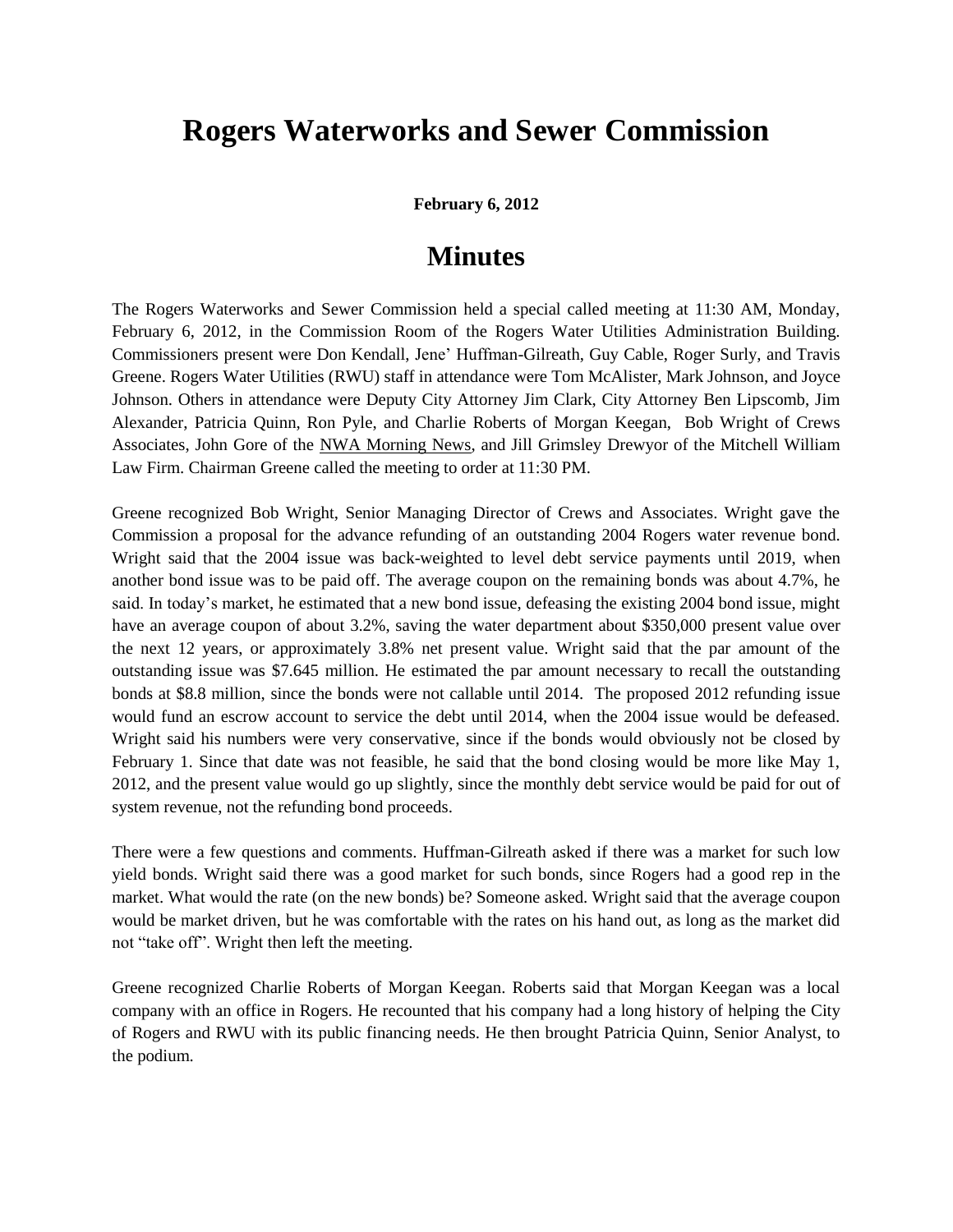# Rogers Waterworks and Sewer Commission

**February 6, 2012**

## Minutes

The Rogers Waterworks and Sewer Commission held a special called meeting at 11:30 AM, Monday, February 6, 2012, in the Commission Room of the Rogers Water Utilities Administration Building. Commissioners present were Don Kendall, Jene' Huffman-Gilreath, Guy Cable, Roger Surly, and Travis Greene. Rogers Water Utilities (RWU) staff in attendance were Tom McAlister, Mark Johnson, and Joyce Johnson. Others in attendance were Deputy City Attorney Jim Clark, City Attorney Ben Lipscomb, Jim Alexander, Patricia Quinn, Ron Pyle, and Charlie Roberts of Morgan Keegan, Bob Wright of Crews Associates, John Gore of the NWA Morning News, and Jill Grimsley Drewyor of the Mitchell William Law Firm. Chairman Greene called the meeting to order at 11:30 PM.

Greene recognized Bob Wright, Senior Managing Director of Crews and Associates. Wright gave the Commission a proposal for the advance refunding of an outstanding 2004 Rogers water revenue bond. Wright said that the 2004 issue was back-weighted to level debt service payments until 2019, when another bond issue was to be paid off. The average coupon on the remaining bonds was about 4.7%, he said. In today's market, he estimated that a new bond issue, defeasing the existing 2004 bond issue, might have an average coupon of about 3.2%, saving the water department about $350,000 present value over the next 12 years, or approximately 3.8% net present value. Wright said that the par amount of the outstanding issue was $7.645 million. He estimated the par amount necessary to recall the outstanding bonds at $8.8 million, since the bonds were not callable until 2014. The proposed 2012 refunding issue would fund an escrow account to service the debt until 2014, when the 2004 issue would be defeased. Wright said his numbers were very conservative, since if the bonds would obviously not be closed by February 1. Since that date was not feasible, he said that the bond closing would be more like May 1, 2012, and the present value would go up slightly, since the monthly debt service would be paid for out of system revenue, not the refunding bond proceeds.

There were a few questions and comments. Huffman-Gilreath asked if there was a market for such low yield bonds. Wright said there was a good market for such bonds, since Rogers had a good rep in the market. What would the rate (on the new bonds) be? Someone asked. Wright said that the average coupon would be market driven, but he was comfortable with the rates on his hand out, as long as the market did not "take off". Wright then left the meeting.

Greene recognized Charlie Roberts of Morgan Keegan. Roberts said that Morgan Keegan was a local company with an office in Rogers. He recounted that his company had a long history of helping the City of Rogers and RWU with its public financing needs. He then brought Patricia Quinn, Senior Analyst, to the podium.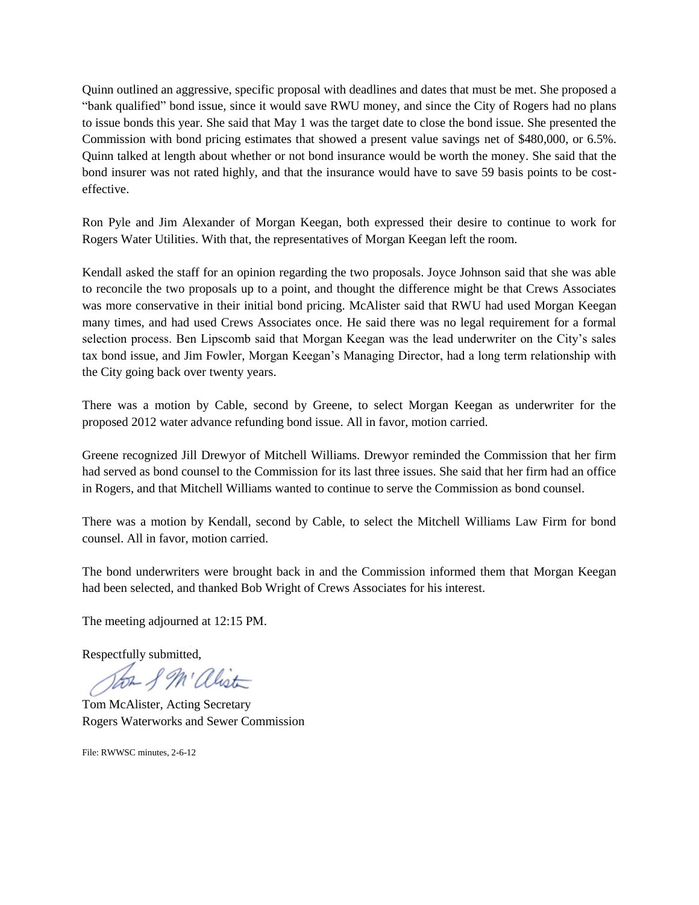Quinn outlined an aggressive, specific proposal with deadlines and dates that must be met. She proposed a "bank qualified" bond issue, since it would save RWU money, and since the City of Rogers had no plans to issue bonds this year. She said that May 1 was the target date to close the bond issue. She presented the Commission with bond pricing estimates that showed a present value savings net of $480,000, or 6.5%. Quinn talked at length about whether or not bond insurance would be worth the money. She said that the bond insurer was not rated highly, and that the insurance would have to save 59 basis points to be cost-effective.

Ron Pyle and Jim Alexander of Morgan Keegan, both expressed their desire to continue to work for Rogers Water Utilities. With that, the representatives of Morgan Keegan left the room.

Kendall asked the staff for an opinion regarding the two proposals. Joyce Johnson said that she was able to reconcile the two proposals up to a point, and thought the difference might be that Crews Associates was more conservative in their initial bond pricing. McAlister said that RWU had used Morgan Keegan many times, and had used Crews Associates once. He said there was no legal requirement for a formal selection process. Ben Lipscomb said that Morgan Keegan was the lead underwriter on the City's sales tax bond issue, and Jim Fowler, Morgan Keegan's Managing Director, had a long term relationship with the City going back over twenty years.

There was a motion by Cable, second by Greene, to select Morgan Keegan as underwriter for the proposed 2012 water advance refunding bond issue. All in favor, motion carried.

Greene recognized Jill Drewyor of Mitchell Williams. Drewyor reminded the Commission that her firm had served as bond counsel to the Commission for its last three issues. She said that her firm had an office in Rogers, and that Mitchell Williams wanted to continue to serve the Commission as bond counsel.

There was a motion by Kendall, second by Cable, to select the Mitchell Williams Law Firm for bond counsel. All in favor, motion carried.

The bond underwriters were brought back in and the Commission informed them that Morgan Keegan had been selected, and thanked Bob Wright of Crews Associates for his interest.

The meeting adjourned at 12:15 PM.

Respectfully submitted,

Tom S McAlister

Tom McAlister, Acting Secretary
Rogers Waterworks and Sewer Commission

File: RWWSC minutes, 2-6-12